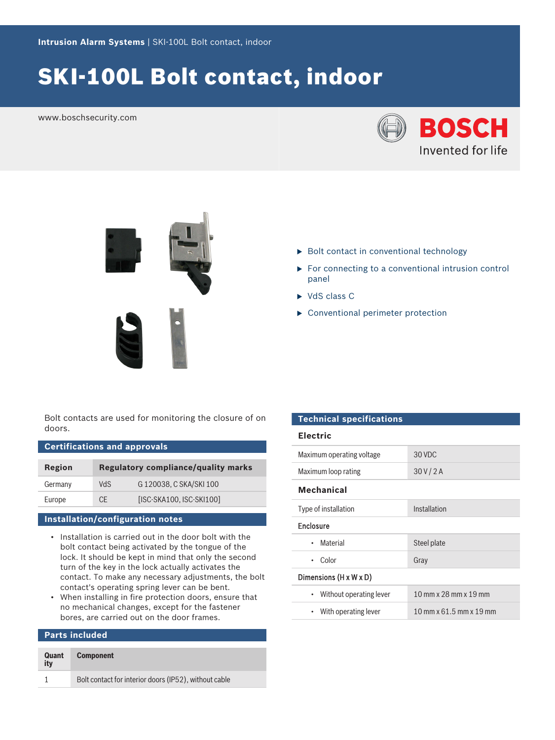Intrusion Alarm Systems | SKI-100L Bolt contact, indoor

# SKI-100L Bolt contact, indoor

www.boschsecurity.com

BOSCH
Invented for life

- Bolt contact in conventional technology
- For connecting to a conventional intrusion control panel
- VdS class C
- Conventional perimeter protection

Bolt contacts are used for monitoring the closure of on doors.

## Certifications and approvals

| Region | Regulatory compliance/quality marks | |
|---|---|---|
| Germany | VdS | G 120038, C SKA/SKI 100 |
| Europe | CE | [ISC-SKA100, ISC-SKI100] |

## Installation/configuration notes

- Installation is carried out in the door bolt with the bolt contact being activated by the tongue of the lock. It should be kept in mind that only the second turn of the key in the lock actually activates the contact. To make any necessary adjustments, the bolt contact's operating spring lever can be bent.
- When installing in fire protection doors, ensure that no mechanical changes, except for the fastener bores, are carried out on the door frames.

## Parts included

| Quantity | Component |
|---|---|
| 1 | Bolt contact for interior doors (IP52), without cable |

## Technical specifications

### Electric

| | |
|---|---|
| Maximum operating voltage | 30 VDC |
| Maximum loop rating | 30 V / 2 A |

### Mechanical

| | |
|---|---|
| Type of installation | Installation |
| **Enclosure** | |
| • Material | Steel plate |
| • Color | Gray |
| **Dimensions (H x W x D)** | |
| • Without operating lever | 10 mm x 28 mm x 19 mm |
| • With operating lever | 10 mm x 61.5 mm x 19 mm |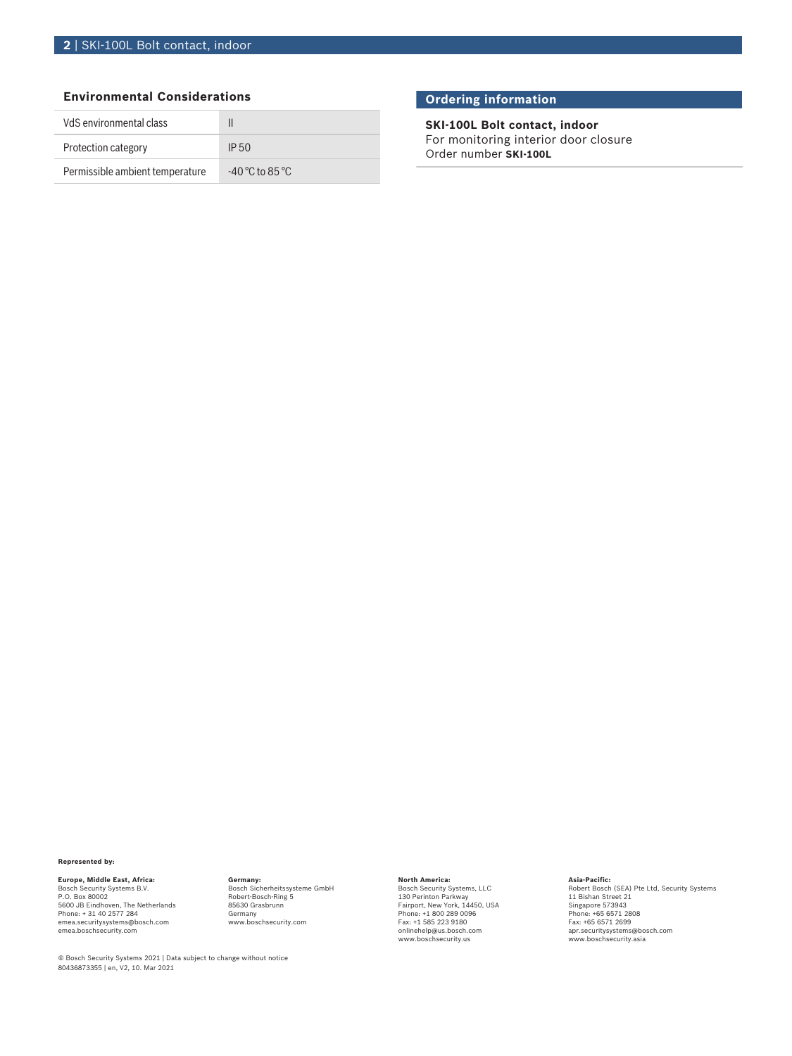### Environmental Considerations

| | |
|---|---|
| VdS environmental class | II |
| Protection category | IP 50 |
| Permissible ambient temperature | -40 °C to 85 °C |

## Ordering information

**SKI-100L Bolt contact, indoor**
For monitoring interior door closure
Order number **SKI-100L**

**Represented by:**

**Europe, Middle East, Africa:**
Bosch Security Systems B.V.
P.O. Box 80002
5600 JB Eindhoven, The Netherlands
Phone: + 31 40 2577 284
emea.securitysystems@bosch.com
emea.boschsecurity.com

**Germany:**
Bosch Sicherheitssysteme GmbH
Robert-Bosch-Ring 5
85630 Grasbrunn
Germany
www.boschsecurity.com

**North America:**
Bosch Security Systems, LLC
130 Perinton Parkway
Fairport, New York, 14450, USA
Phone: +1 800 289 0096
Fax: +1 585 223 9180
onlinehelp@us.bosch.com
www.boschsecurity.us

**Asia-Pacific:**
Robert Bosch (SEA) Pte Ltd, Security Systems
11 Bishan Street 21
Singapore 573943
Phone: +65 6571 2808
Fax: +65 6571 2699
apr.securitysystems@bosch.com
www.boschsecurity.asia

© Bosch Security Systems 2021 | Data subject to change without notice
80436873355 | en, V2, 10. Mar 2021